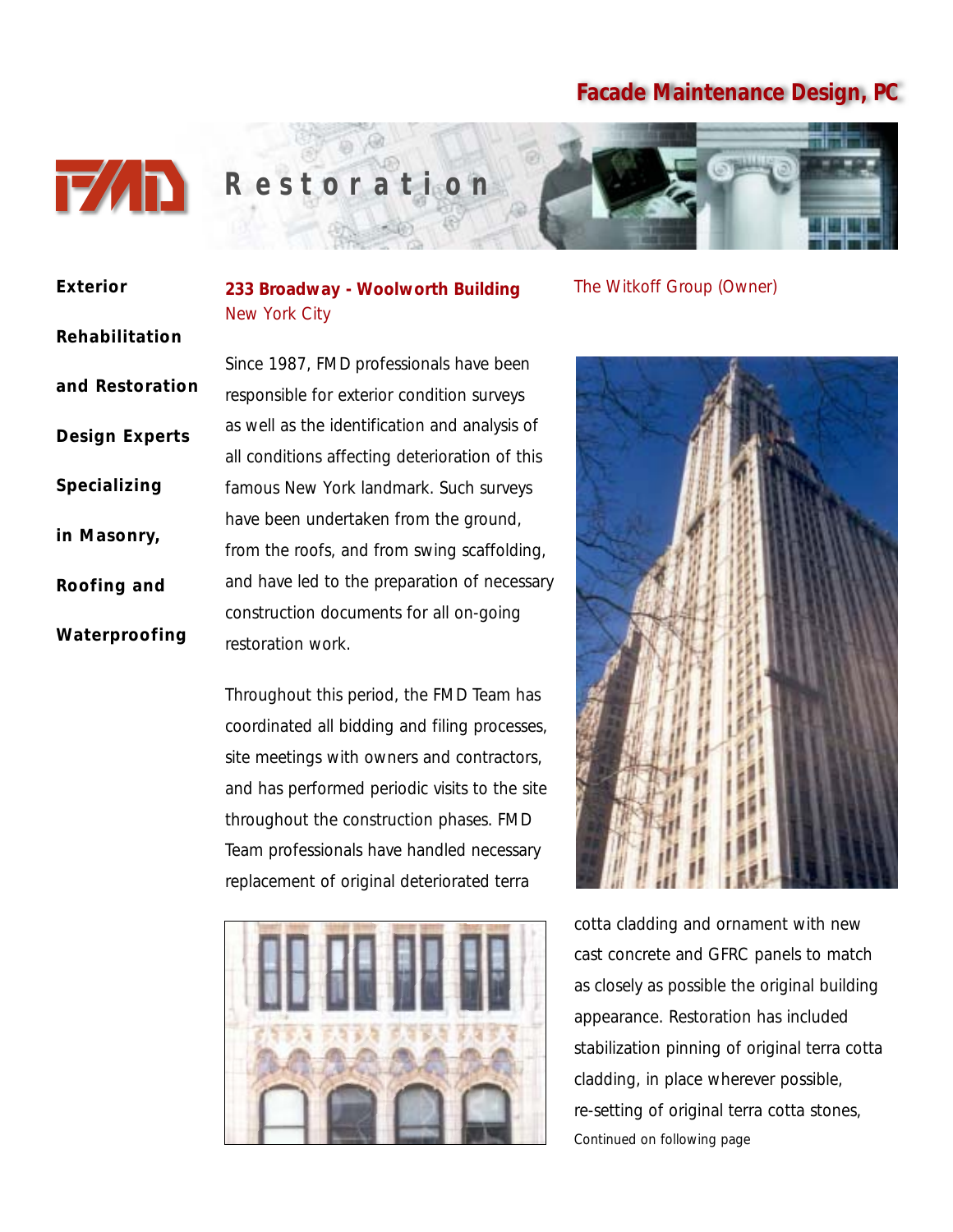# Facade Maintenance Design, PC

## Restoration

**Exterior Rehabilitation and Restoration Design Experts Specializing in Masonry, Roofing and Waterproofing**

### 233 Broadway - Woolworth Building

New York City

The Witkoff Group (Owner)

Since 1987, FMD professionals have been responsible for exterior condition surveys as well as the identification and analysis of all conditions affecting deterioration of this famous New York landmark. Such surveys have been undertaken from the ground, from the roofs, and from swing scaffolding, and have led to the preparation of necessary construction documents for all on-going restoration work.

Throughout this period, the FMD Team has coordinated all bidding and filing processes, site meetings with owners and contractors, and has performed periodic visits to the site throughout the construction phases. FMD Team professionals have handled necessary replacement of original deteriorated terra cotta cladding and ornament with new cast concrete and GFRC panels to match as closely as possible the original building appearance. Restoration has included stabilization pinning of original terra cotta cladding, in place wherever possible, re-setting of original terra cotta stones,

Continued on following page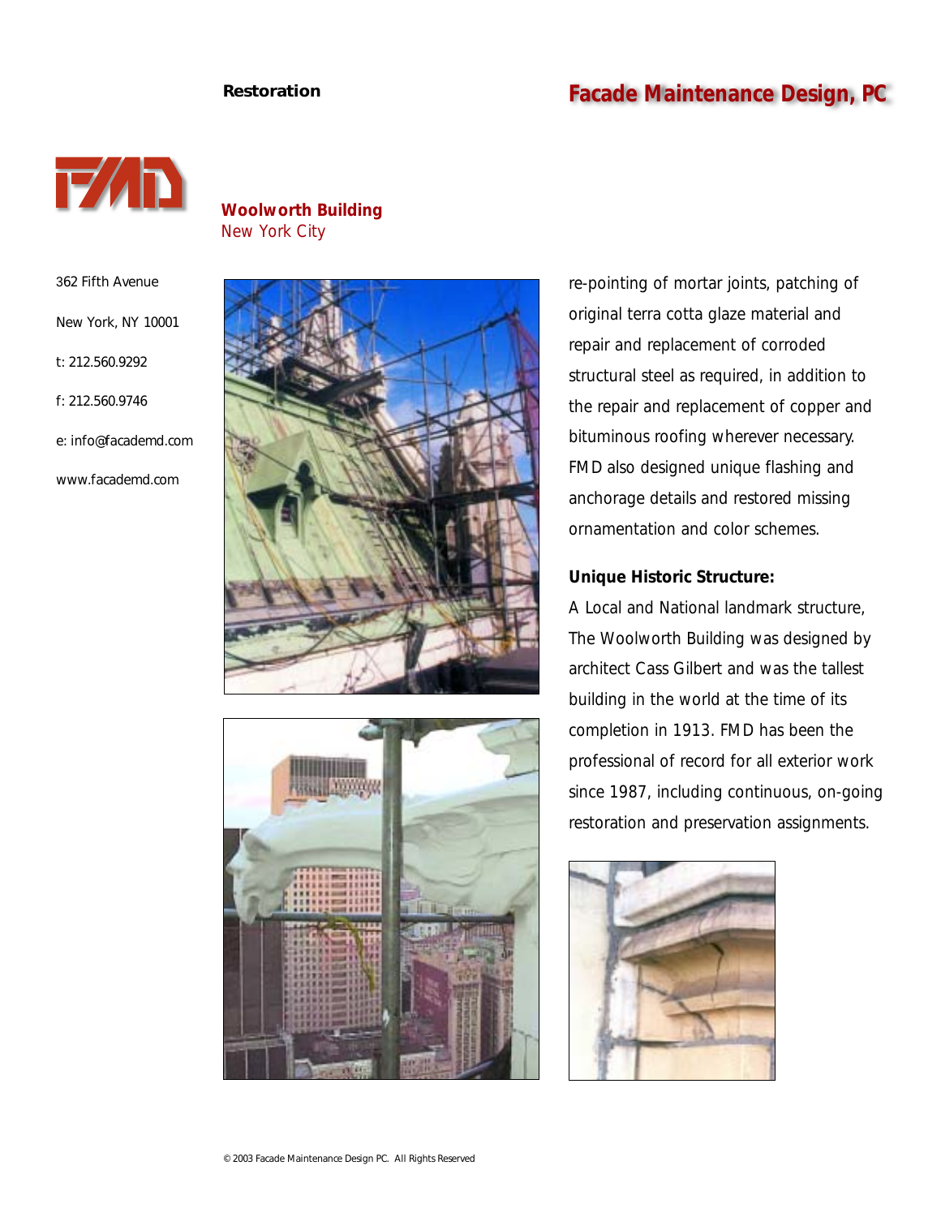**Restoration**

**Facade Maintenance Design, PC**

## Woolworth Building

New York City

362 Fifth Avenue

New York, NY 10001

t: 212.560.9292

f: 212.560.9746

e: info@facademd.com

www.facademd.com

re-pointing of mortar joints, patching of original terra cotta glaze material and repair and replacement of corroded structural steel as required, in addition to the repair and replacement of copper and bituminous roofing wherever necessary. FMD also designed unique flashing and anchorage details and restored missing ornamentation and color schemes.

**Unique Historic Structure:**

A Local and National landmark structure, The Woolworth Building was designed by architect Cass Gilbert and was the tallest building in the world at the time of its completion in 1913. FMD has been the professional of record for all exterior work since 1987, including continuous, on-going restoration and preservation assignments.

© 2003 Facade Maintenance Design PC. All Rights Reserved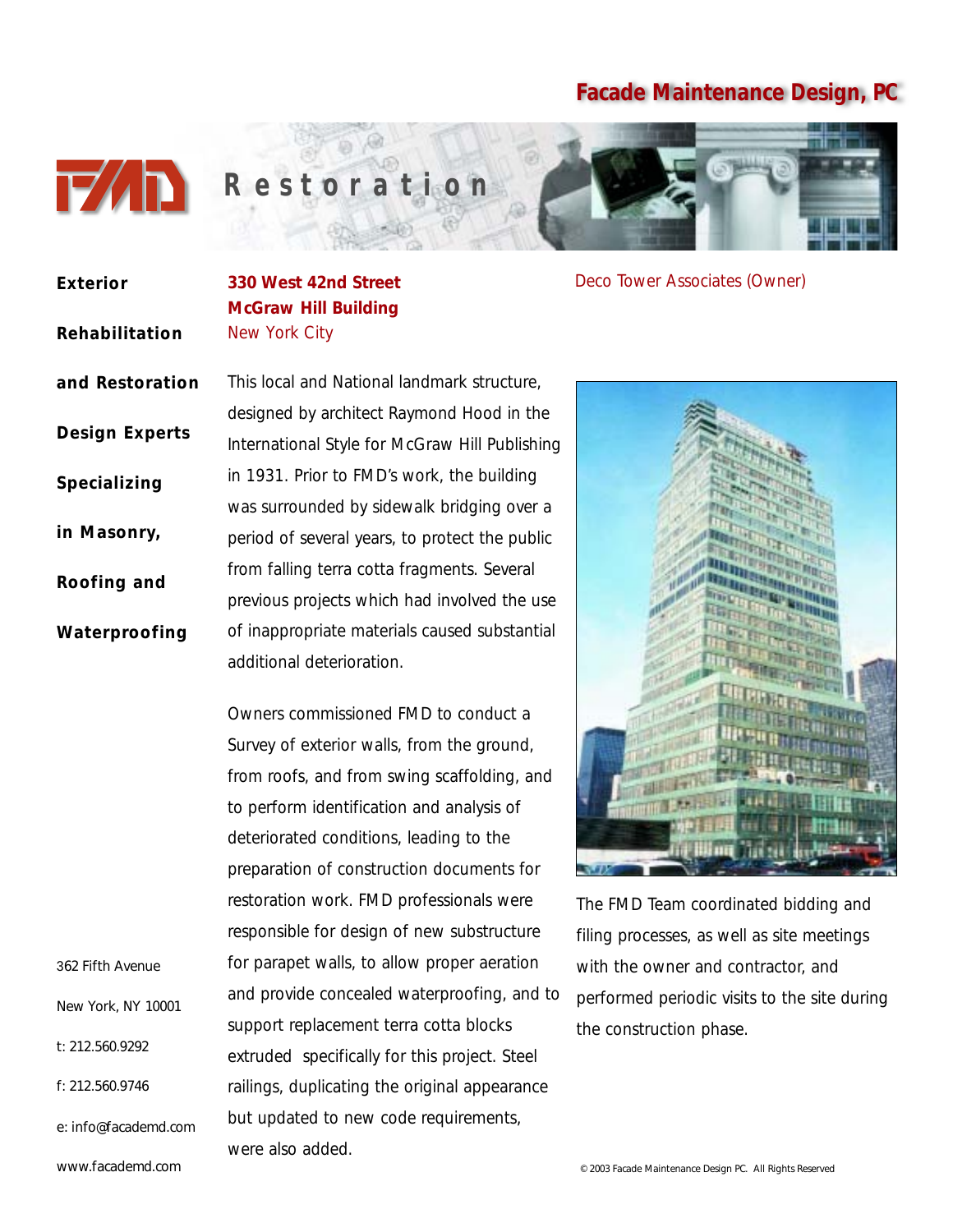# Facade Maintenance Design, PC

## Restoration

**Exterior Rehabilitation and Restoration Design Experts Specializing in Masonry, Roofing and Waterproofing**

**330 West 42nd Street**
**McGraw Hill Building**
New York City

Deco Tower Associates (Owner)

This local and National landmark structure, designed by architect Raymond Hood in the International Style for McGraw Hill Publishing in 1931. Prior to FMD's work, the building was surrounded by sidewalk bridging over a period of several years, to protect the public from falling terra cotta fragments. Several previous projects which had involved the use of inappropriate materials caused substantial additional deterioration.

Owners commissioned FMD to conduct a Survey of exterior walls, from the ground, from roofs, and from swing scaffolding, and to perform identification and analysis of deteriorated conditions, leading to the preparation of construction documents for restoration work. FMD professionals were responsible for design of new substructure for parapet walls, to allow proper aeration and provide concealed waterproofing, and to support replacement terra cotta blocks extruded specifically for this project. Steel railings, duplicating the original appearance but updated to new code requirements, were also added.

The FMD Team coordinated bidding and filing processes, as well as site meetings with the owner and contractor, and performed periodic visits to the site during the construction phase.

362 Fifth Avenue
New York, NY 10001
t: 212.560.9292
f: 212.560.9746
e: info@facademd.com
www.facademd.com

© 2003 Facade Maintenance Design PC. All Rights Reserved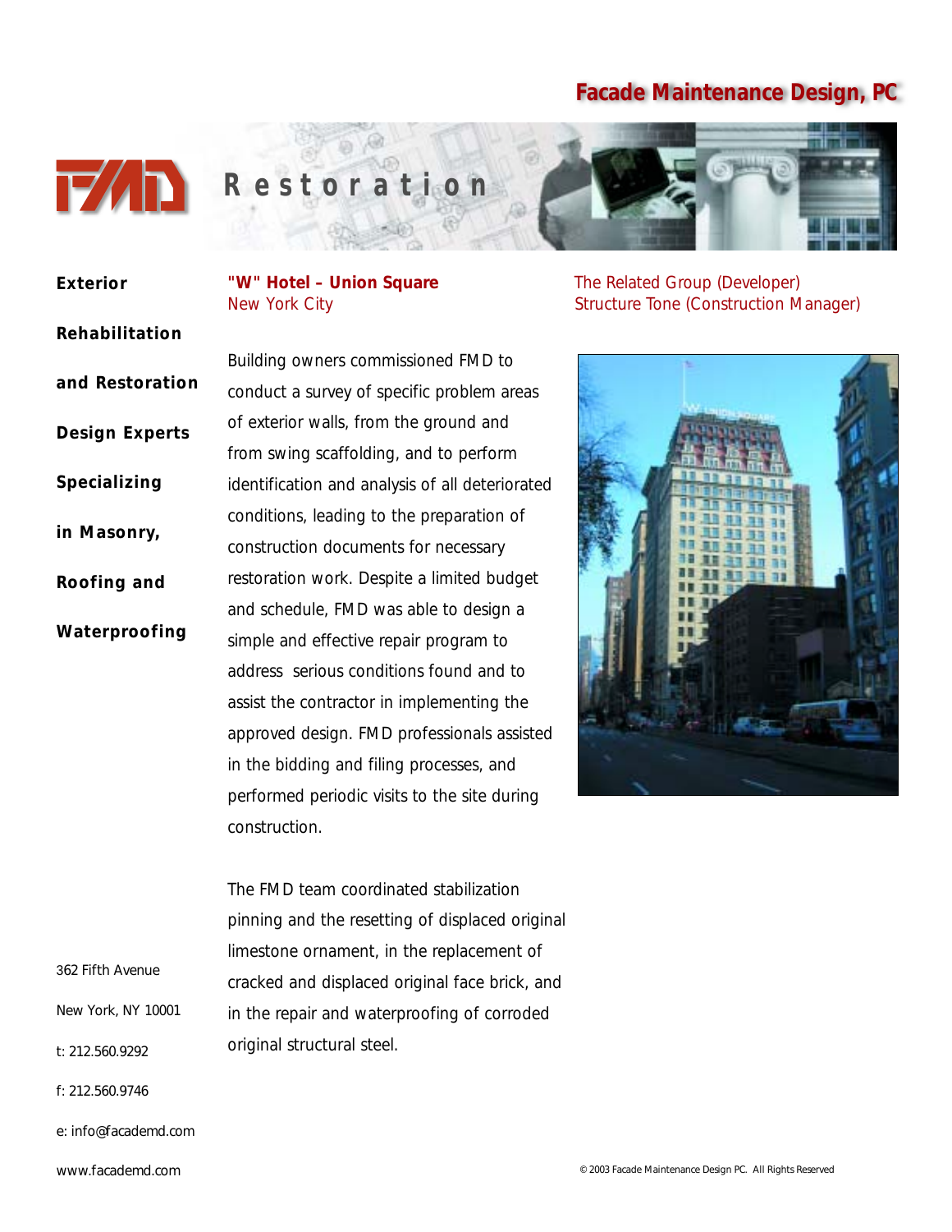# Facade Maintenance Design, PC

## Restoration

**Exterior Rehabilitation and Restoration Design Experts Specializing in Masonry, Roofing and Waterproofing**

### "W" Hotel – Union Square

New York City

The Related Group (Developer)
Structure Tone (Construction Manager)

Building owners commissioned FMD to conduct a survey of specific problem areas of exterior walls, from the ground and from swing scaffolding, and to perform identification and analysis of all deteriorated conditions, leading to the preparation of construction documents for necessary restoration work. Despite a limited budget and schedule, FMD was able to design a simple and effective repair program to address serious conditions found and to assist the contractor in implementing the approved design. FMD professionals assisted in the bidding and filing processes, and performed periodic visits to the site during construction.

The FMD team coordinated stabilization pinning and the resetting of displaced original limestone ornament, in the replacement of cracked and displaced original face brick, and in the repair and waterproofing of corroded original structural steel.

362 Fifth Avenue
New York, NY 10001
t: 212.560.9292
f: 212.560.9746
e: info@facademd.com
www.facademd.com

© 2003 Facade Maintenance Design PC. All Rights Reserved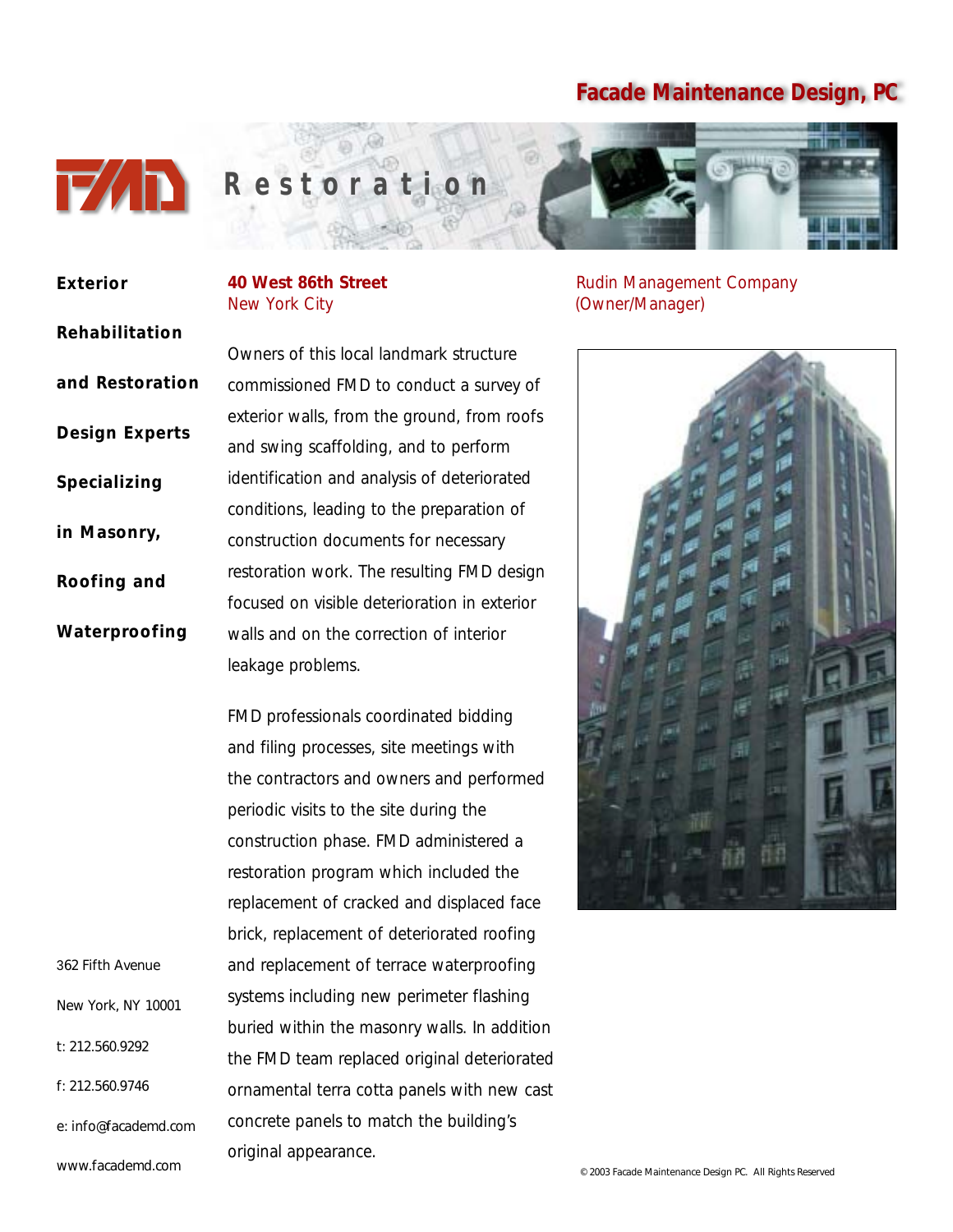# Facade Maintenance Design, PC

## Restoration

**Exterior Rehabilitation and Restoration Design Experts Specializing in Masonry, Roofing and Waterproofing**

362 Fifth Avenue
New York, NY 10001
t: 212.560.9292
f: 212.560.9746
e: info@facademd.com
www.facademd.com

### 40 West 86th Street
New York City

Rudin Management Company
(Owner/Manager)

Owners of this local landmark structure commissioned FMD to conduct a survey of exterior walls, from the ground, from roofs and swing scaffolding, and to perform identification and analysis of deteriorated conditions, leading to the preparation of construction documents for necessary restoration work. The resulting FMD design focused on visible deterioration in exterior walls and on the correction of interior leakage problems.

FMD professionals coordinated bidding and filing processes, site meetings with the contractors and owners and performed periodic visits to the site during the construction phase. FMD administered a restoration program which included the replacement of cracked and displaced face brick, replacement of deteriorated roofing and replacement of terrace waterproofing systems including new perimeter flashing buried within the masonry walls. In addition the FMD team replaced original deteriorated ornamental terra cotta panels with new cast concrete panels to match the building's original appearance.

© 2003 Facade Maintenance Design PC. All Rights Reserved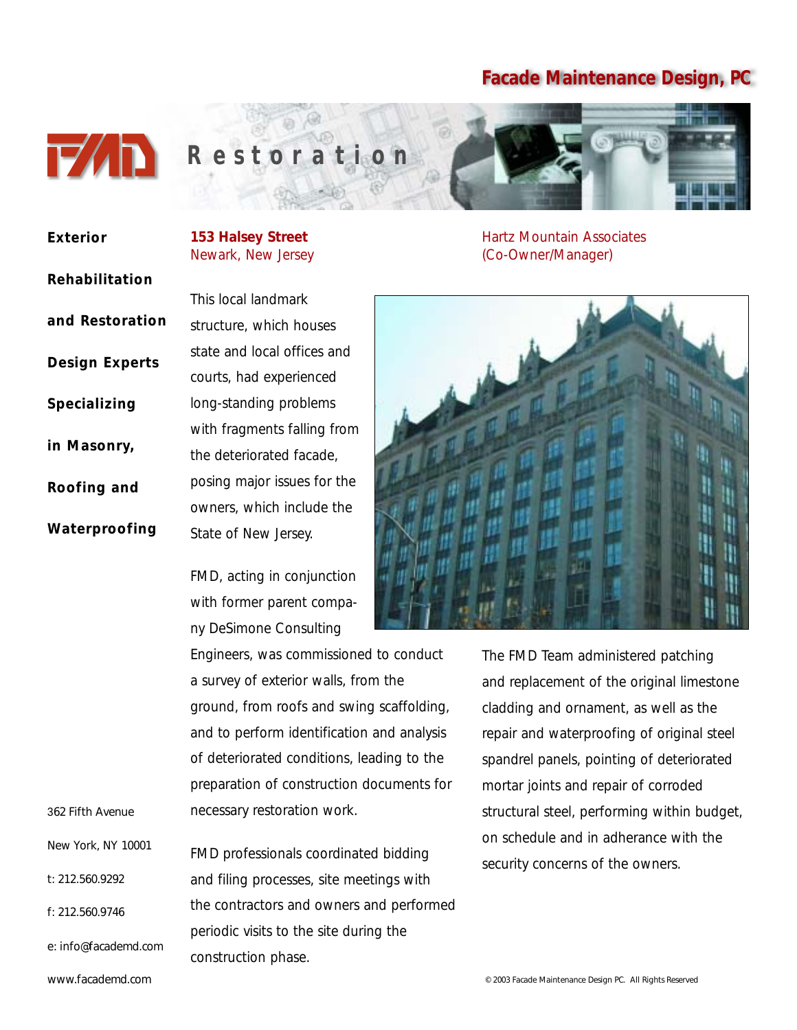# Facade Maintenance Design, PC

## Restoration

**Exterior Rehabilitation and Restoration Design Experts Specializing in Masonry, Roofing and Waterproofing**

**153 Halsey Street**
Newark, New Jersey

Hartz Mountain Associates
(Co-Owner/Manager)

This local landmark structure, which houses state and local offices and courts, had experienced long-standing problems with fragments falling from the deteriorated facade, posing major issues for the owners, which include the State of New Jersey.

FMD, acting in conjunction with former parent company DeSimone Consulting Engineers, was commissioned to conduct a survey of exterior walls, from the ground, from roofs and swing scaffolding, and to perform identification and analysis of deteriorated conditions, leading to the preparation of construction documents for necessary restoration work.

FMD professionals coordinated bidding and filing processes, site meetings with the contractors and owners and performed periodic visits to the site during the construction phase.

The FMD Team administered patching and replacement of the original limestone cladding and ornament, as well as the repair and waterproofing of original steel spandrel panels, pointing of deteriorated mortar joints and repair of corroded structural steel, performing within budget, on schedule and in adherance with the security concerns of the owners.

362 Fifth Avenue
New York, NY 10001
t: 212.560.9292
f: 212.560.9746
e: info@facademd.com
www.facademd.com

© 2003 Facade Maintenance Design PC. All Rights Reserved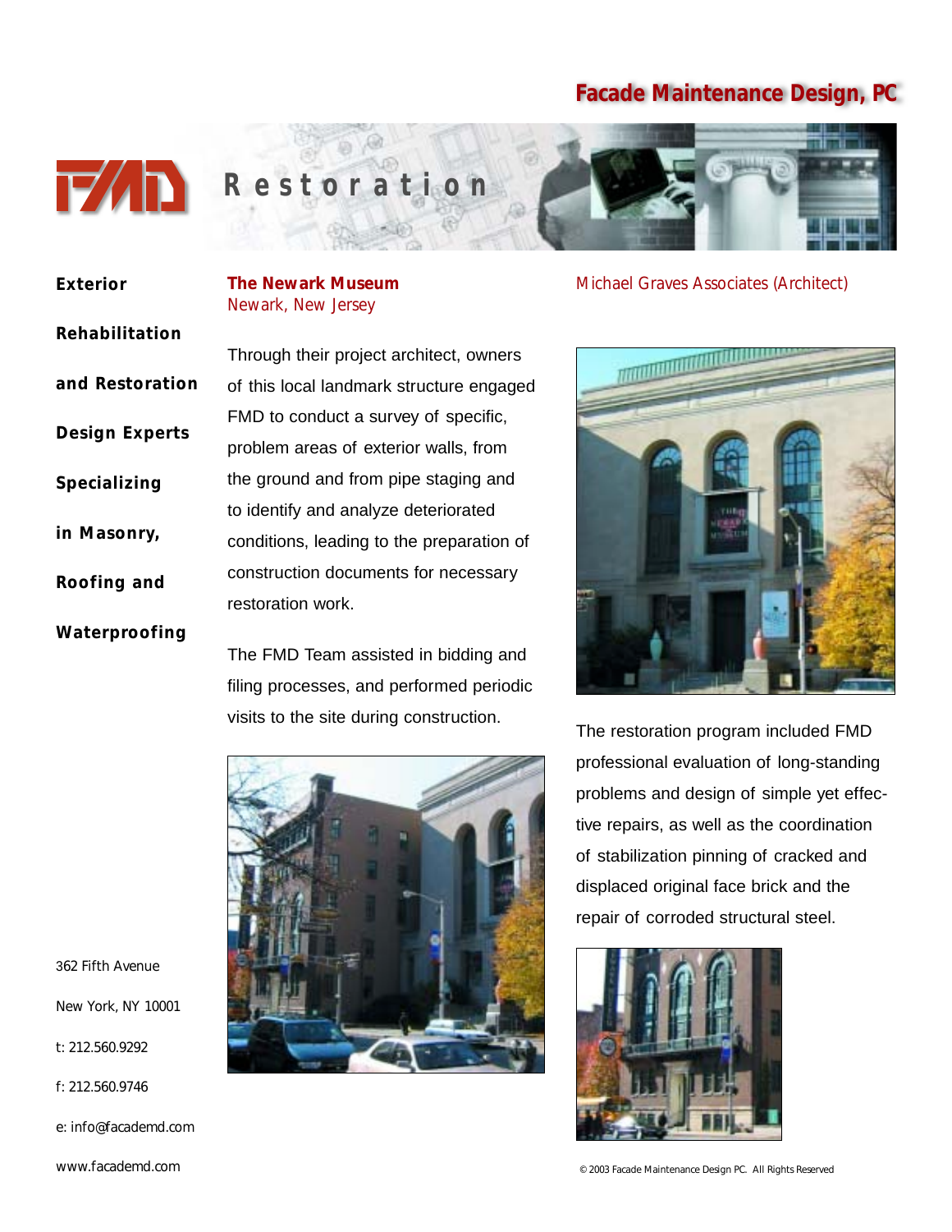Facade Maintenance Design, PC

# Restoration

**Exterior Rehabilitation and Restoration Design Experts Specializing in Masonry, Roofing and Waterproofing**

## The Newark Museum

Newark, New Jersey

Michael Graves Associates (Architect)

Through their project architect, owners of this local landmark structure engaged FMD to conduct a survey of specific, problem areas of exterior walls, from the ground and from pipe staging and to identify and analyze deteriorated conditions, leading to the preparation of construction documents for necessary restoration work.

The FMD Team assisted in bidding and filing processes, and performed periodic visits to the site during construction.

The restoration program included FMD professional evaluation of long-standing problems and design of simple yet effective repairs, as well as the coordination of stabilization pinning of cracked and displaced original face brick and the repair of corroded structural steel.

362 Fifth Avenue

New York, NY 10001

t: 212.560.9292

f: 212.560.9746

e: info@facademd.com

www.facademd.com

© 2003 Facade Maintenance Design PC. All Rights Reserved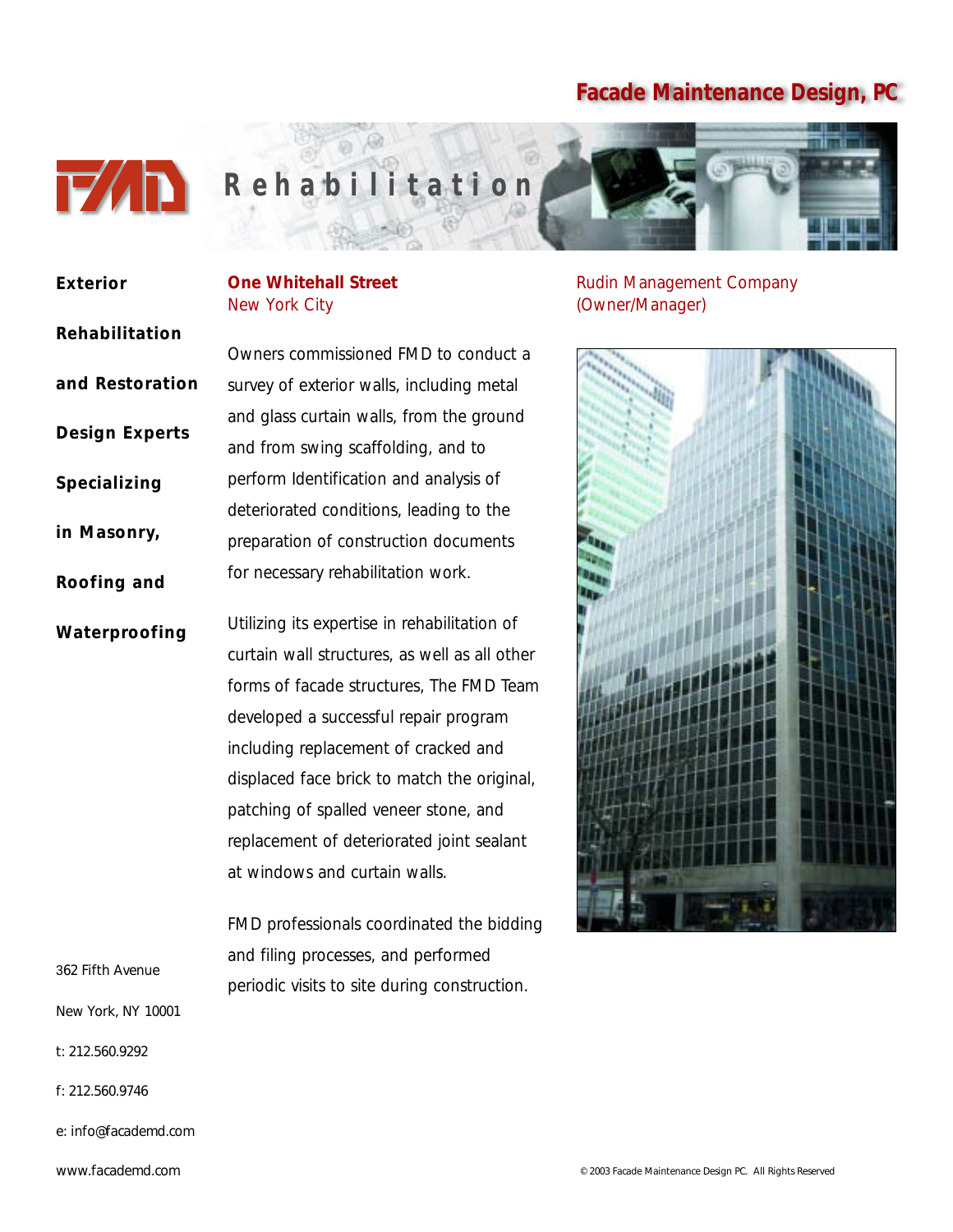# Facade Maintenance Design, PC

## Rehabilitation

**Exterior Rehabilitation and Restoration Design Experts Specializing in Masonry, Roofing and Waterproofing**

**One Whitehall Street**
New York City

Rudin Management Company
(Owner/Manager)

Owners commissioned FMD to conduct a survey of exterior walls, including metal and glass curtain walls, from the ground and from swing scaffolding, and to perform Identification and analysis of deteriorated conditions, leading to the preparation of construction documents for necessary rehabilitation work.

Utilizing its expertise in rehabilitation of curtain wall structures, as well as all other forms of facade structures, The FMD Team developed a successful repair program including replacement of cracked and displaced face brick to match the original, patching of spalled veneer stone, and replacement of deteriorated joint sealant at windows and curtain walls.

FMD professionals coordinated the bidding and filing processes, and performed periodic visits to site during construction.

362 Fifth Avenue

New York, NY 10001

t: 212.560.9292

f: 212.560.9746

e: info@facademd.com

www.facademd.com

© 2003 Facade Maintenance Design PC. All Rights Reserved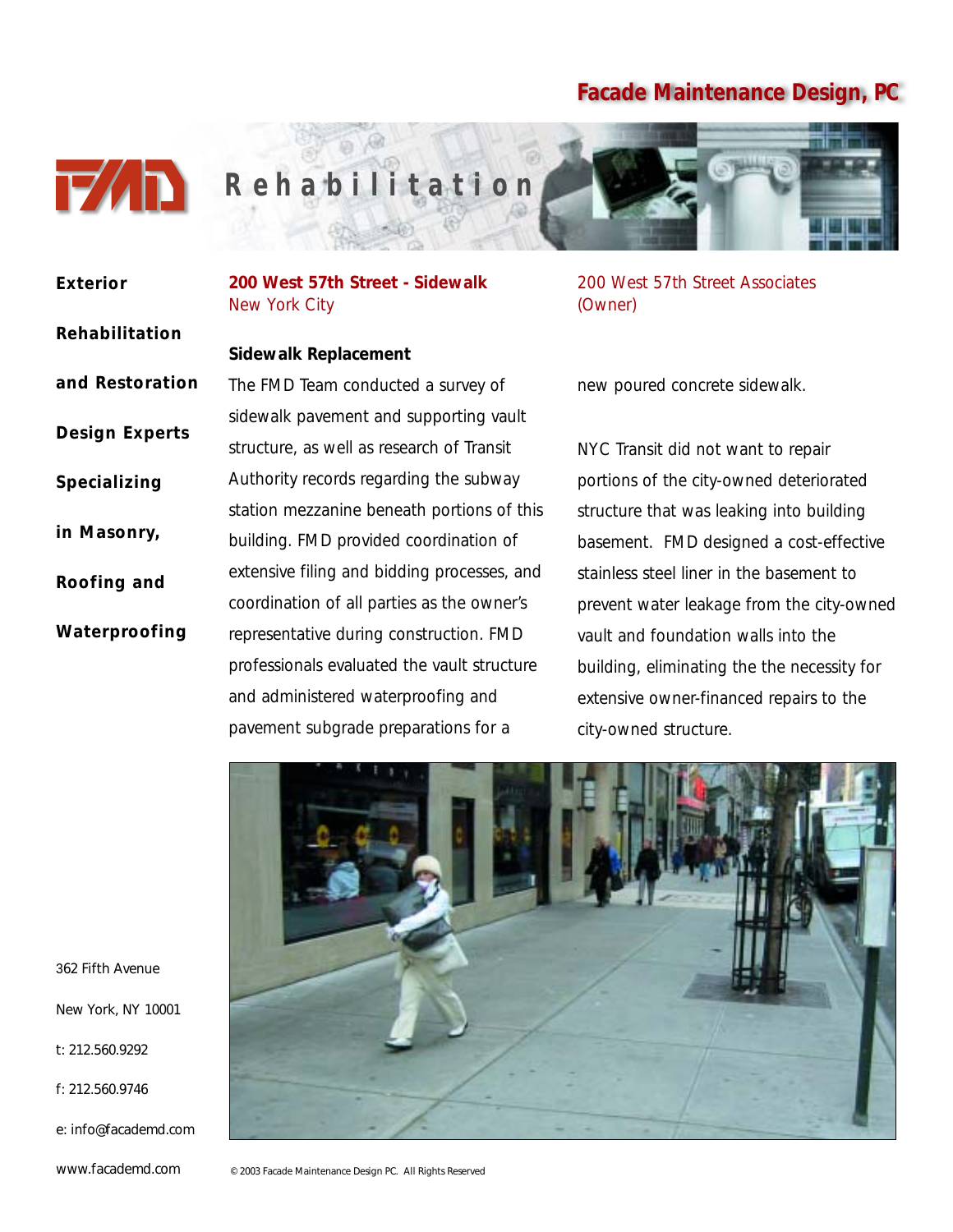# Facade Maintenance Design, PC

## Rehabilitation

**Exterior Rehabilitation and Restoration Design Experts Specializing in Masonry, Roofing and Waterproofing**

**200 West 57th Street - Sidewalk**
New York City

200 West 57th Street Associates
(Owner)

**Sidewalk Replacement**

The FMD Team conducted a survey of sidewalk pavement and supporting vault structure, as well as research of Transit Authority records regarding the subway station mezzanine beneath portions of this building. FMD provided coordination of extensive filing and bidding processes, and coordination of all parties as the owner's representative during construction. FMD professionals evaluated the vault structure and administered waterproofing and pavement subgrade preparations for a new poured concrete sidewalk.

NYC Transit did not want to repair portions of the city-owned deteriorated structure that was leaking into building basement. FMD designed a cost-effective stainless steel liner in the basement to prevent water leakage from the city-owned vault and foundation walls into the building, eliminating the the necessity for extensive owner-financed repairs to the city-owned structure.

362 Fifth Avenue
New York, NY 10001
t: 212.560.9292
f: 212.560.9746
e: info@facademd.com
www.facademd.com

© 2003 Facade Maintenance Design PC. All Rights Reserved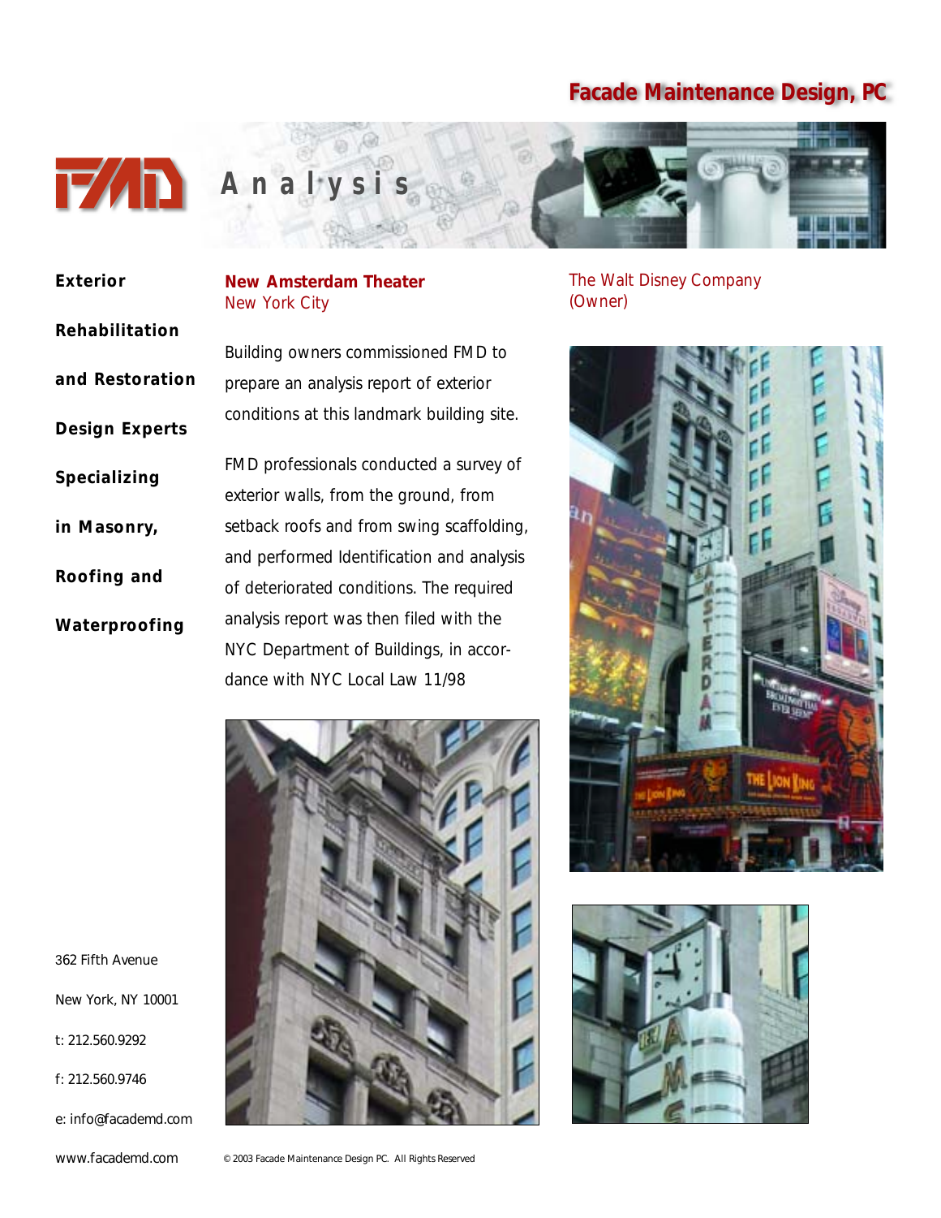# Facade Maintenance Design, PC

## Analysis

**Exterior Rehabilitation and Restoration Design Experts Specializing in Masonry, Roofing and Waterproofing**

**New Amsterdam Theater**
New York City

The Walt Disney Company
(Owner)

Building owners commissioned FMD to prepare an analysis report of exterior conditions at this landmark building site.

FMD professionals conducted a survey of exterior walls, from the ground, from setback roofs and from swing scaffolding, and performed Identification and analysis of deteriorated conditions. The required analysis report was then filed with the NYC Department of Buildings, in accordance with NYC Local Law 11/98

362 Fifth Avenue
New York, NY 10001
t: 212.560.9292
f: 212.560.9746
e: info@facademd.com
www.facademd.com

© 2003 Facade Maintenance Design PC. All Rights Reserved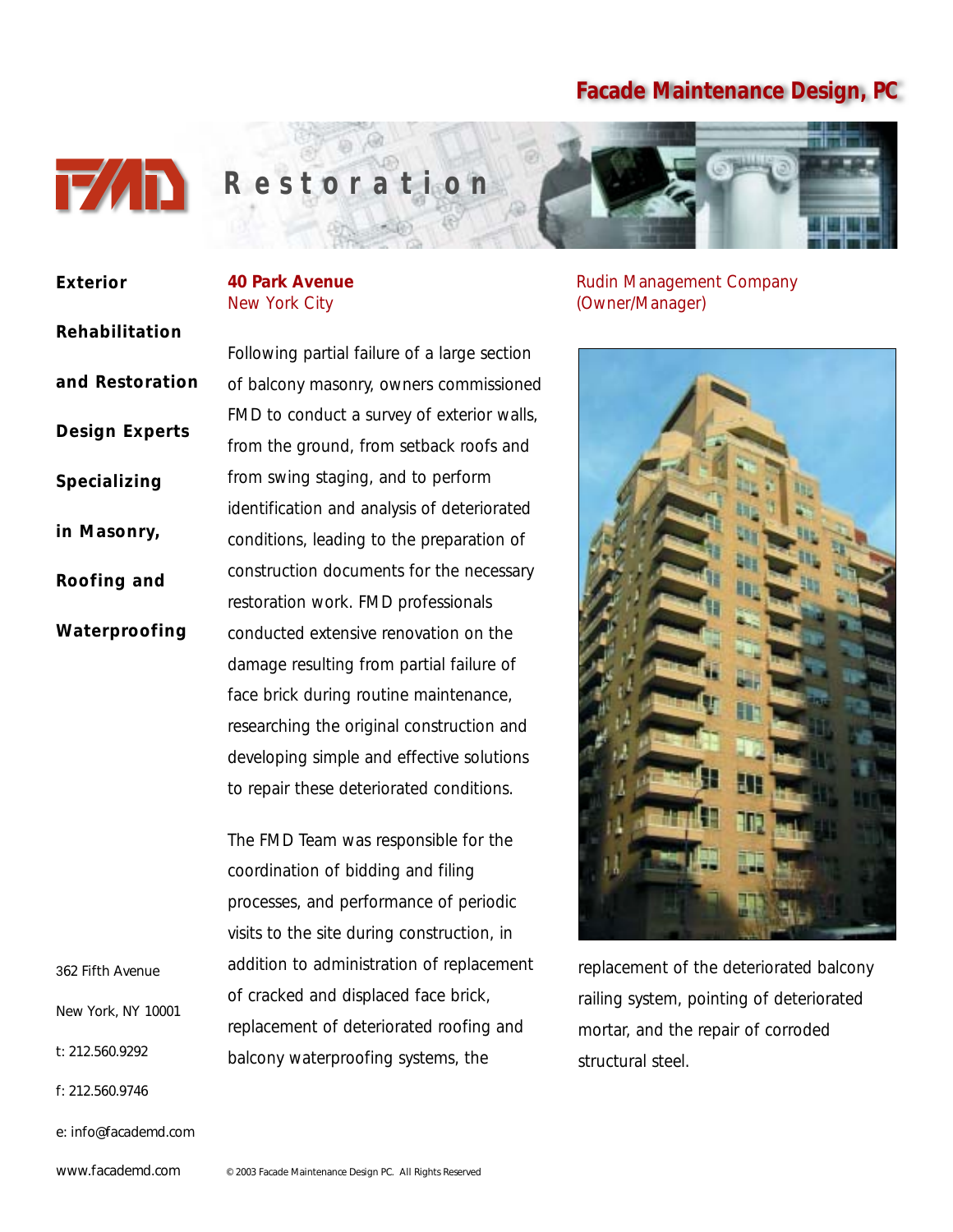# Facade Maintenance Design, PC

## Restoration

**Exterior Rehabilitation and Restoration Design Experts Specializing in Masonry, Roofing and Waterproofing**

### 40 Park Avenue
New York City

Rudin Management Company
(Owner/Manager)

Following partial failure of a large section of balcony masonry, owners commissioned FMD to conduct a survey of exterior walls, from the ground, from setback roofs and from swing staging, and to perform identification and analysis of deteriorated conditions, leading to the preparation of construction documents for the necessary restoration work. FMD professionals conducted extensive renovation on the damage resulting from partial failure of face brick during routine maintenance, researching the original construction and developing simple and effective solutions to repair these deteriorated conditions.

The FMD Team was responsible for the coordination of bidding and filing processes, and performance of periodic visits to the site during construction, in addition to administration of replacement of cracked and displaced face brick, replacement of deteriorated roofing and balcony waterproofing systems, the replacement of the deteriorated balcony railing system, pointing of deteriorated mortar, and the repair of corroded structural steel.

362 Fifth Avenue
New York, NY 10001
t: 212.560.9292
f: 212.560.9746
e: info@facademd.com
www.facademd.com

© 2003 Facade Maintenance Design PC. All Rights Reserved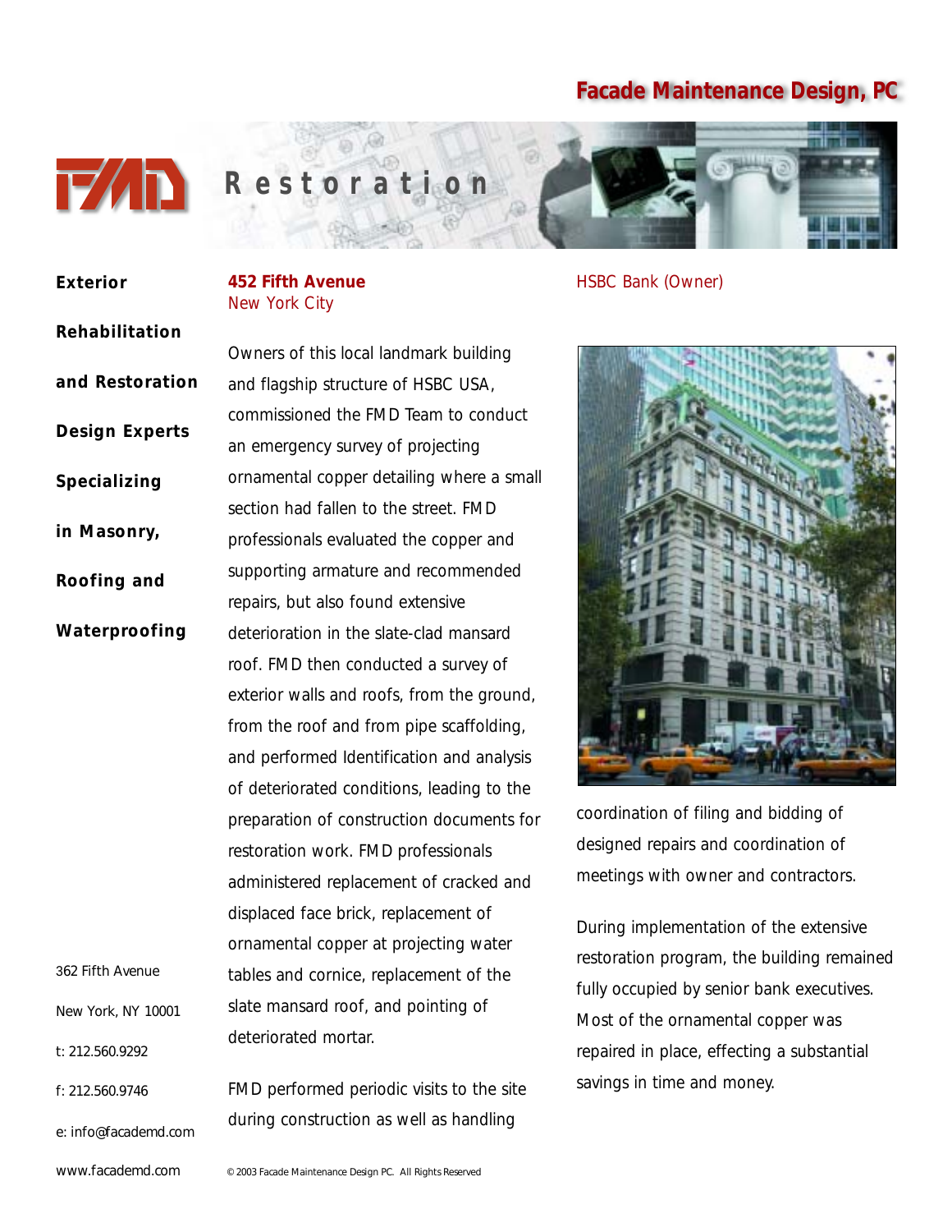# Facade Maintenance Design, PC

## Restoration

**Exterior Rehabilitation and Restoration Design Experts Specializing in Masonry, Roofing and Waterproofing**

### 452 Fifth Avenue
New York City

HSBC Bank (Owner)

Owners of this local landmark building and flagship structure of HSBC USA, commissioned the FMD Team to conduct an emergency survey of projecting ornamental copper detailing where a small section had fallen to the street. FMD professionals evaluated the copper and supporting armature and recommended repairs, but also found extensive deterioration in the slate-clad mansard roof. FMD then conducted a survey of exterior walls and roofs, from the ground, from the roof and from pipe scaffolding, and performed Identification and analysis of deteriorated conditions, leading to the preparation of construction documents for restoration work. FMD professionals administered replacement of cracked and displaced face brick, replacement of ornamental copper at projecting water tables and cornice, replacement of the slate mansard roof, and pointing of deteriorated mortar.

FMD performed periodic visits to the site during construction as well as handling coordination of filing and bidding of designed repairs and coordination of meetings with owner and contractors.

During implementation of the extensive restoration program, the building remained fully occupied by senior bank executives. Most of the ornamental copper was repaired in place, effecting a substantial savings in time and money.

362 Fifth Avenue
New York, NY 10001
t: 212.560.9292
f: 212.560.9746
e: info@facademd.com
www.facademd.com

© 2003 Facade Maintenance Design PC. All Rights Reserved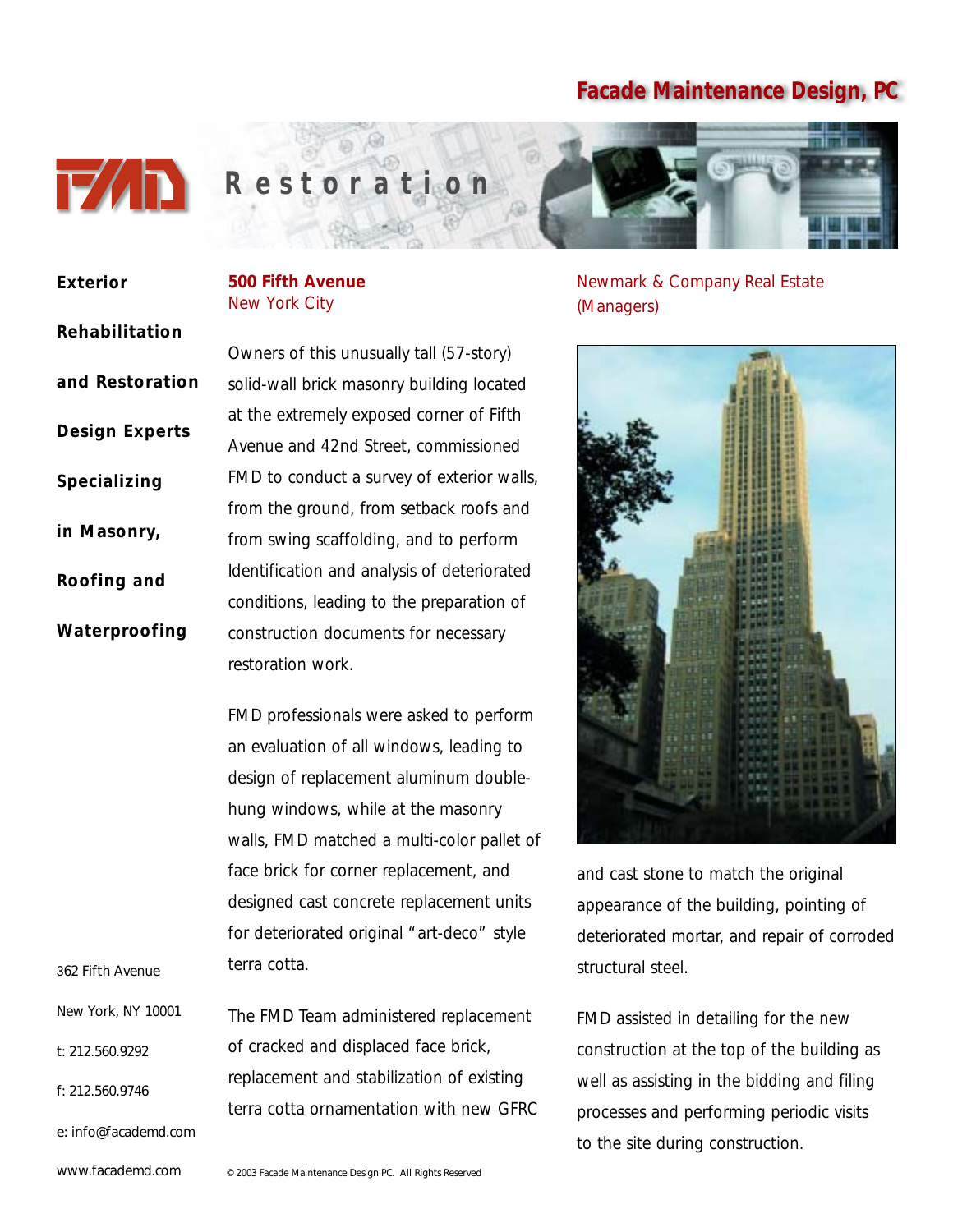Facade Maintenance Design, PC

FMD

# Restoration

**Exterior Rehabilitation and Restoration Design Experts Specializing in Masonry, Roofing and Waterproofing**

## 500 Fifth Avenue
New York City

Newmark & Company Real Estate (Managers)

Owners of this unusually tall (57-story) solid-wall brick masonry building located at the extremely exposed corner of Fifth Avenue and 42nd Street, commissioned FMD to conduct a survey of exterior walls, from the ground, from setback roofs and from swing scaffolding, and to perform Identification and analysis of deteriorated conditions, leading to the preparation of construction documents for necessary restoration work.

FMD professionals were asked to perform an evaluation of all windows, leading to design of replacement aluminum double-hung windows, while at the masonry walls, FMD matched a multi-color pallet of face brick for corner replacement, and designed cast concrete replacement units for deteriorated original "art-deco" style terra cotta.

The FMD Team administered replacement of cracked and displaced face brick, replacement and stabilization of existing terra cotta ornamentation with new GFRC and cast stone to match the original appearance of the building, pointing of deteriorated mortar, and repair of corroded structural steel.

FMD assisted in detailing for the new construction at the top of the building as well as assisting in the bidding and filing processes and performing periodic visits to the site during construction.

362 Fifth Avenue

New York, NY 10001

t: 212.560.9292

f: 212.560.9746

e: info@facademd.com

www.facademd.com

© 2003 Facade Maintenance Design PC. All Rights Reserved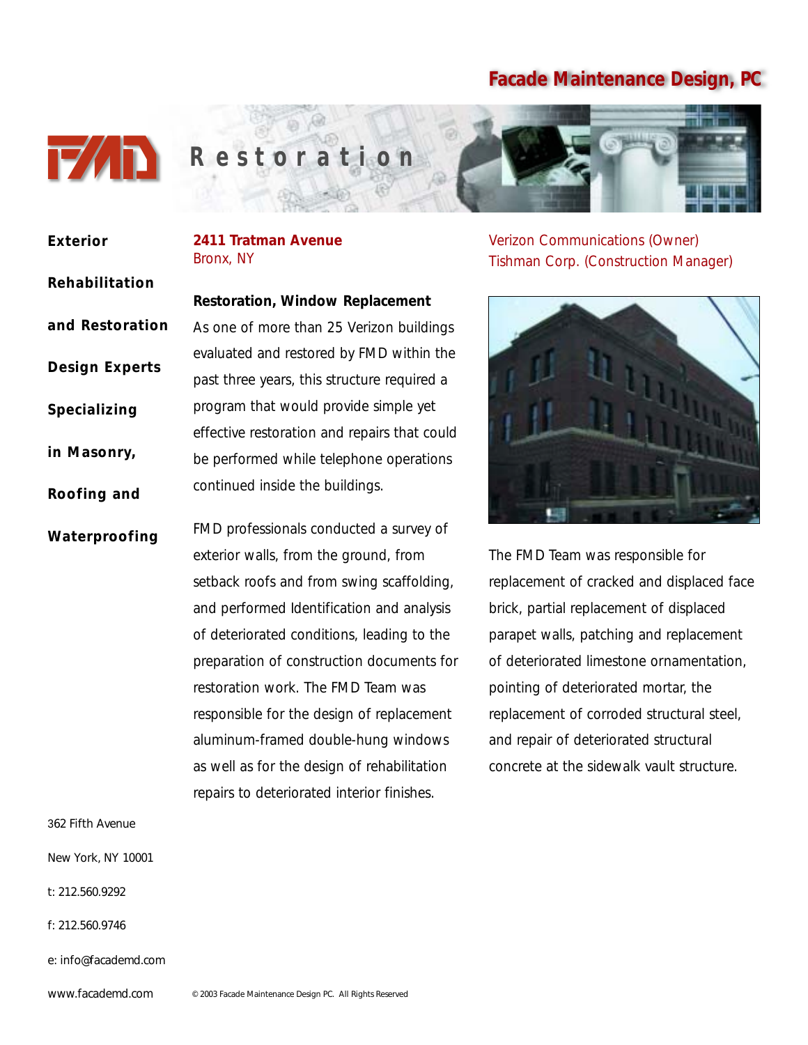**Facade Maintenance Design, PC**

# Restoration

**Exterior Rehabilitation and Restoration Design Experts Specializing in Masonry, Roofing and Waterproofing**

## 2411 Tratman Avenue

Bronx, NY

Verizon Communications (Owner)
Tishman Corp. (Construction Manager)

**Restoration, Window Replacement**

As one of more than 25 Verizon buildings evaluated and restored by FMD within the past three years, this structure required a program that would provide simple yet effective restoration and repairs that could be performed while telephone operations continued inside the buildings.

FMD professionals conducted a survey of exterior walls, from the ground, from setback roofs and from swing scaffolding, and performed Identification and analysis of deteriorated conditions, leading to the preparation of construction documents for restoration work. The FMD Team was responsible for the design of replacement aluminum-framed double-hung windows as well as for the design of rehabilitation repairs to deteriorated interior finishes.

The FMD Team was responsible for replacement of cracked and displaced face brick, partial replacement of displaced parapet walls, patching and replacement of deteriorated limestone ornamentation, pointing of deteriorated mortar, the replacement of corroded structural steel, and repair of deteriorated structural concrete at the sidewalk vault structure.

362 Fifth Avenue

New York, NY 10001

t: 212.560.9292

f: 212.560.9746

e: info@facademd.com

www.facademd.com

© 2003 Facade Maintenance Design PC. All Rights Reserved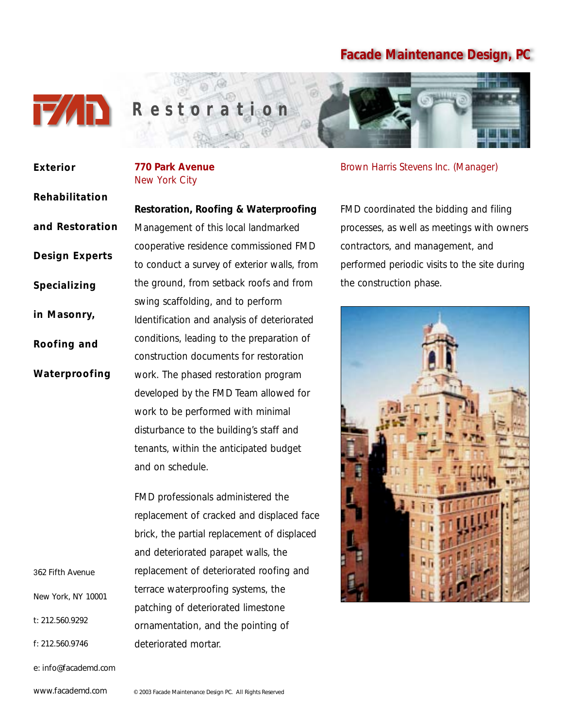# Facade Maintenance Design, PC

## Restoration

**Exterior Rehabilitation and Restoration Design Experts Specializing in Masonry, Roofing and Waterproofing**

**770 Park Avenue**
New York City

Brown Harris Stevens Inc. (Manager)

**Restoration, Roofing & Waterproofing**
Management of this local landmarked cooperative residence commissioned FMD to conduct a survey of exterior walls, from the ground, from setback roofs and from swing scaffolding, and to perform Identification and analysis of deteriorated conditions, leading to the preparation of construction documents for restoration work. The phased restoration program developed by the FMD Team allowed for work to be performed with minimal disturbance to the building's staff and tenants, within the anticipated budget and on schedule.

FMD professionals administered the replacement of cracked and displaced face brick, the partial replacement of displaced and deteriorated parapet walls, the replacement of deteriorated roofing and terrace waterproofing systems, the patching of deteriorated limestone ornamentation, and the pointing of deteriorated mortar.

FMD coordinated the bidding and filing processes, as well as meetings with owners contractors, and management, and performed periodic visits to the site during the construction phase.

362 Fifth Avenue

New York, NY 10001

t: 212.560.9292

f: 212.560.9746

e: info@facademd.com

www.facademd.com

© 2003 Facade Maintenance Design PC. All Rights Reserved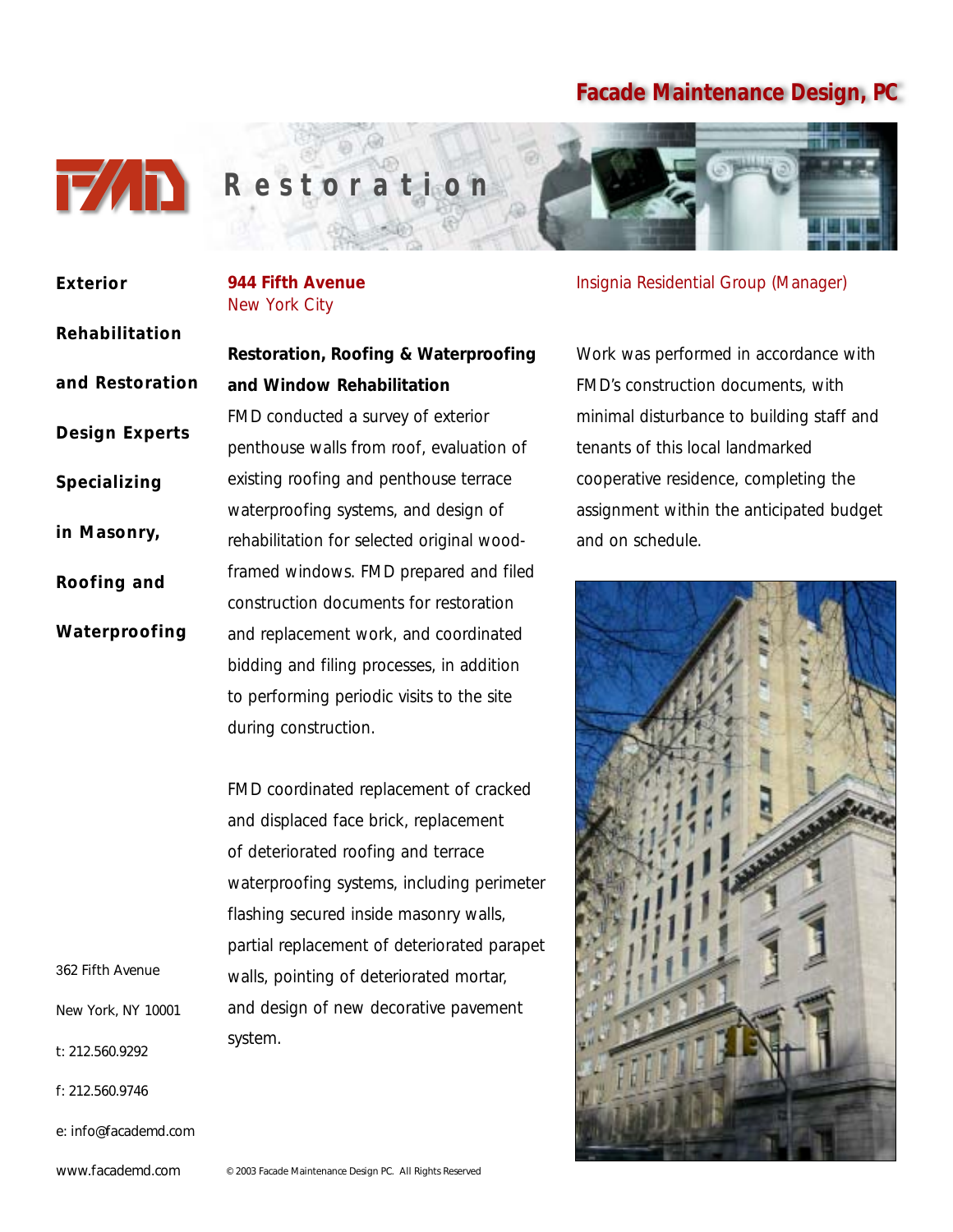# Facade Maintenance Design, PC

## Restoration

**Exterior Rehabilitation and Restoration Design Experts Specializing in Masonry, Roofing and Waterproofing**

**944 Fifth Avenue**
New York City

Insignia Residential Group (Manager)

**Restoration, Roofing & Waterproofing and Window Rehabilitation**

FMD conducted a survey of exterior penthouse walls from roof, evaluation of existing roofing and penthouse terrace waterproofing systems, and design of rehabilitation for selected original wood-framed windows. FMD prepared and filed construction documents for restoration and replacement work, and coordinated bidding and filing processes, in addition to performing periodic visits to the site during construction.

FMD coordinated replacement of cracked and displaced face brick, replacement of deteriorated roofing and terrace waterproofing systems, including perimeter flashing secured inside masonry walls, partial replacement of deteriorated parapet walls, pointing of deteriorated mortar, and design of new decorative pavement system.

Work was performed in accordance with FMD's construction documents, with minimal disturbance to building staff and tenants of this local landmarked cooperative residence, completing the assignment within the anticipated budget and on schedule.

362 Fifth Avenue
New York, NY 10001
t: 212.560.9292
f: 212.560.9746
e: info@facademd.com
www.facademd.com

© 2003 Facade Maintenance Design PC. All Rights Reserved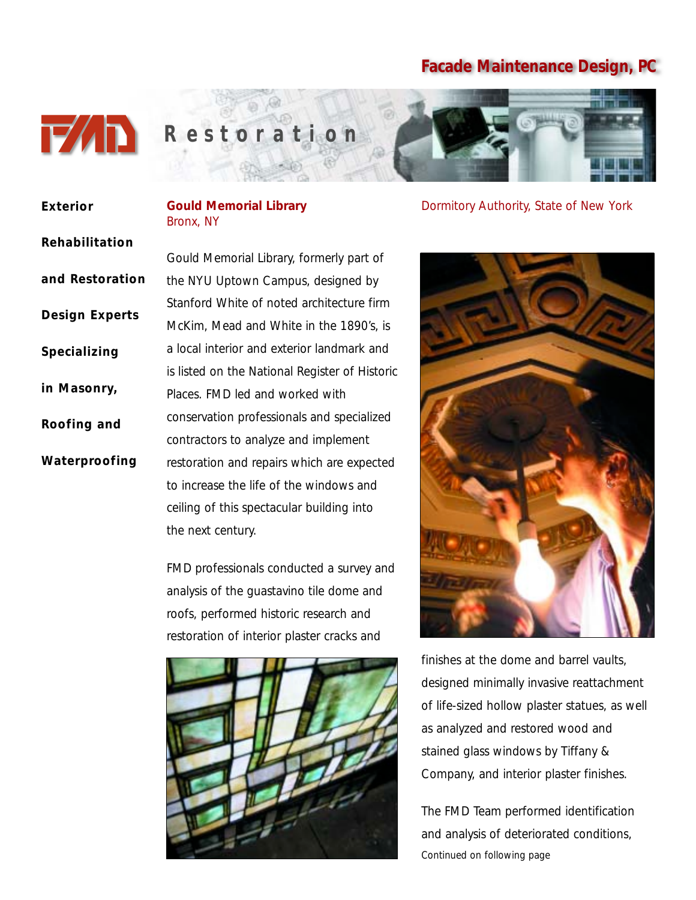# Facade Maintenance Design, PC

## Restoration

**Exterior Rehabilitation and Restoration Design Experts Specializing in Masonry, Roofing and Waterproofing**

### Gould Memorial Library

Bronx, NY

Dormitory Authority, State of New York

Gould Memorial Library, formerly part of the NYU Uptown Campus, designed by Stanford White of noted architecture firm McKim, Mead and White in the 1890's, is a local interior and exterior landmark and is listed on the National Register of Historic Places. FMD led and worked with conservation professionals and specialized contractors to analyze and implement restoration and repairs which are expected to increase the life of the windows and ceiling of this spectacular building into the next century.

FMD professionals conducted a survey and analysis of the guastavino tile dome and roofs, performed historic research and restoration of interior plaster cracks and finishes at the dome and barrel vaults, designed minimally invasive reattachment of life-sized hollow plaster statues, as well as analyzed and restored wood and stained glass windows by Tiffany & Company, and interior plaster finishes.

The FMD Team performed identification and analysis of deteriorated conditions,

Continued on following page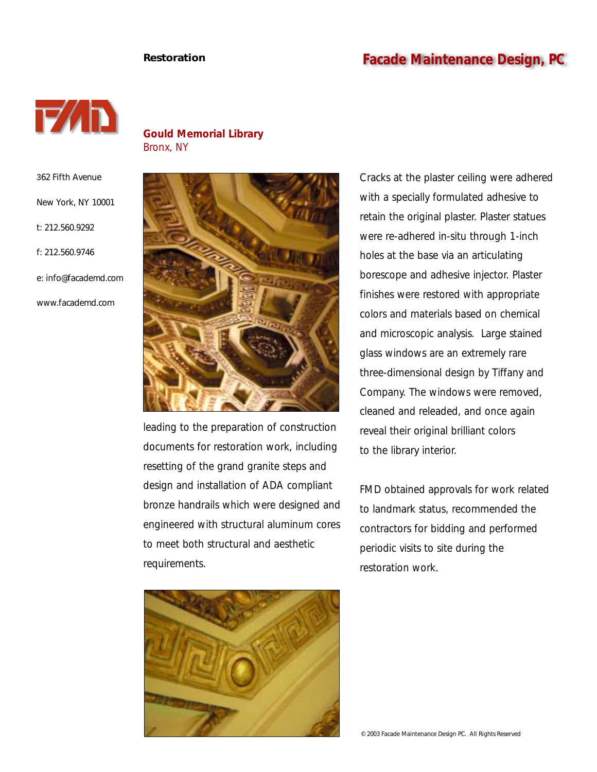**Restoration**

**Facade Maintenance Design, PC**

362 Fifth Avenue

New York, NY 10001

t: 212.560.9292

f: 212.560.9746

e: info@facademd.com

www.facademd.com

## Gould Memorial Library

Bronx, NY

leading to the preparation of construction documents for restoration work, including resetting of the grand granite steps and design and installation of ADA compliant bronze handrails which were designed and engineered with structural aluminum cores to meet both structural and aesthetic requirements.

Cracks at the plaster ceiling were adhered with a specially formulated adhesive to retain the original plaster. Plaster statues were re-adhered in-situ through 1-inch holes at the base via an articulating borescope and adhesive injector. Plaster finishes were restored with appropriate colors and materials based on chemical and microscopic analysis. Large stained glass windows are an extremely rare three-dimensional design by Tiffany and Company. The windows were removed, cleaned and releaded, and once again reveal their original brilliant colors to the library interior.

FMD obtained approvals for work related to landmark status, recommended the contractors for bidding and performed periodic visits to site during the restoration work.

© 2003 Facade Maintenance Design PC. All Rights Reserved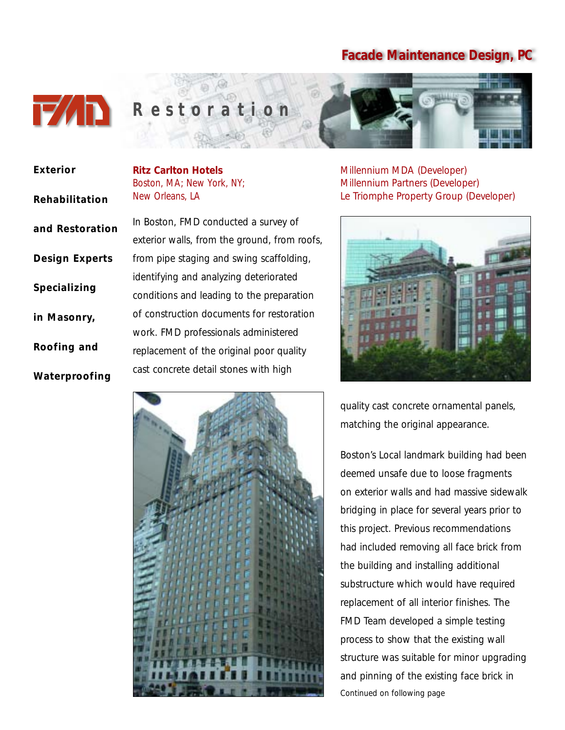Facade Maintenance Design, PC

# Restoration

**Exterior Rehabilitation and Restoration Design Experts Specializing in Masonry, Roofing and Waterproofing**

## Ritz Carlton Hotels

Boston, MA; New York, NY; New Orleans, LA

Millennium MDA (Developer)
Millennium Partners (Developer)
Le Triomphe Property Group (Developer)

In Boston, FMD conducted a survey of exterior walls, from the ground, from roofs, from pipe staging and swing scaffolding, identifying and analyzing deteriorated conditions and leading to the preparation of construction documents for restoration work. FMD professionals administered replacement of the original poor quality cast concrete detail stones with high quality cast concrete ornamental panels, matching the original appearance.

Boston's Local landmark building had been deemed unsafe due to loose fragments on exterior walls and had massive sidewalk bridging in place for several years prior to this project. Previous recommendations had included removing all face brick from the building and installing additional substructure which would have required replacement of all interior finishes. The FMD Team developed a simple testing process to show that the existing wall structure was suitable for minor upgrading and pinning of the existing face brick in

Continued on following page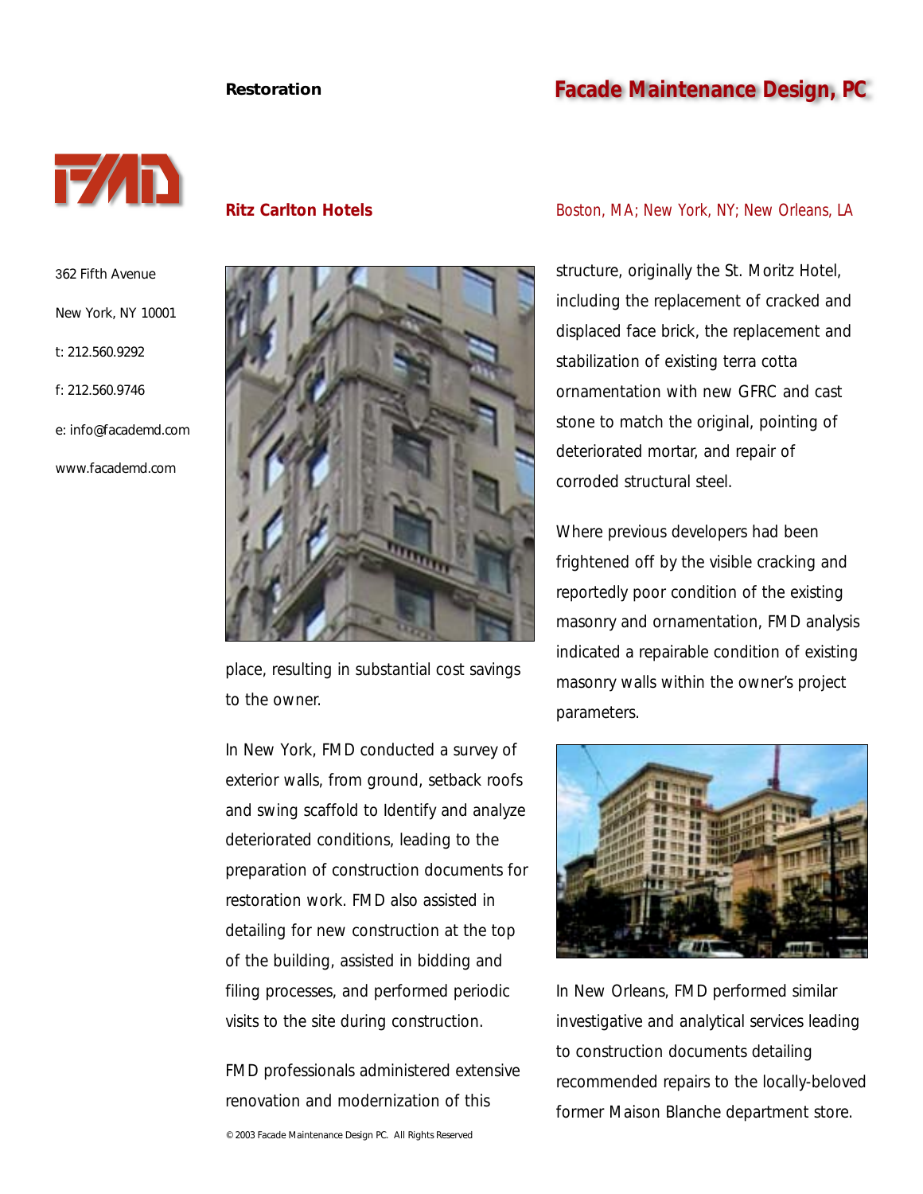Restoration

# Facade Maintenance Design, PC

362 Fifth Avenue

New York, NY 10001

t: 212.560.9292

f: 212.560.9746

e: info@facademd.com

www.facademd.com

## Ritz Carlton Hotels

Boston, MA; New York, NY; New Orleans, LA

place, resulting in substantial cost savings to the owner.

In New York, FMD conducted a survey of exterior walls, from ground, setback roofs and swing scaffold to Identify and analyze deteriorated conditions, leading to the preparation of construction documents for restoration work. FMD also assisted in detailing for new construction at the top of the building, assisted in bidding and filing processes, and performed periodic visits to the site during construction.

FMD professionals administered extensive renovation and modernization of this structure, originally the St. Moritz Hotel, including the replacement of cracked and displaced face brick, the replacement and stabilization of existing terra cotta ornamentation with new GFRC and cast stone to match the original, pointing of deteriorated mortar, and repair of corroded structural steel.

Where previous developers had been frightened off by the visible cracking and reportedly poor condition of the existing masonry and ornamentation, FMD analysis indicated a repairable condition of existing masonry walls within the owner's project parameters.

In New Orleans, FMD performed similar investigative and analytical services leading to construction documents detailing recommended repairs to the locally-beloved former Maison Blanche department store.

© 2003 Facade Maintenance Design PC. All Rights Reserved